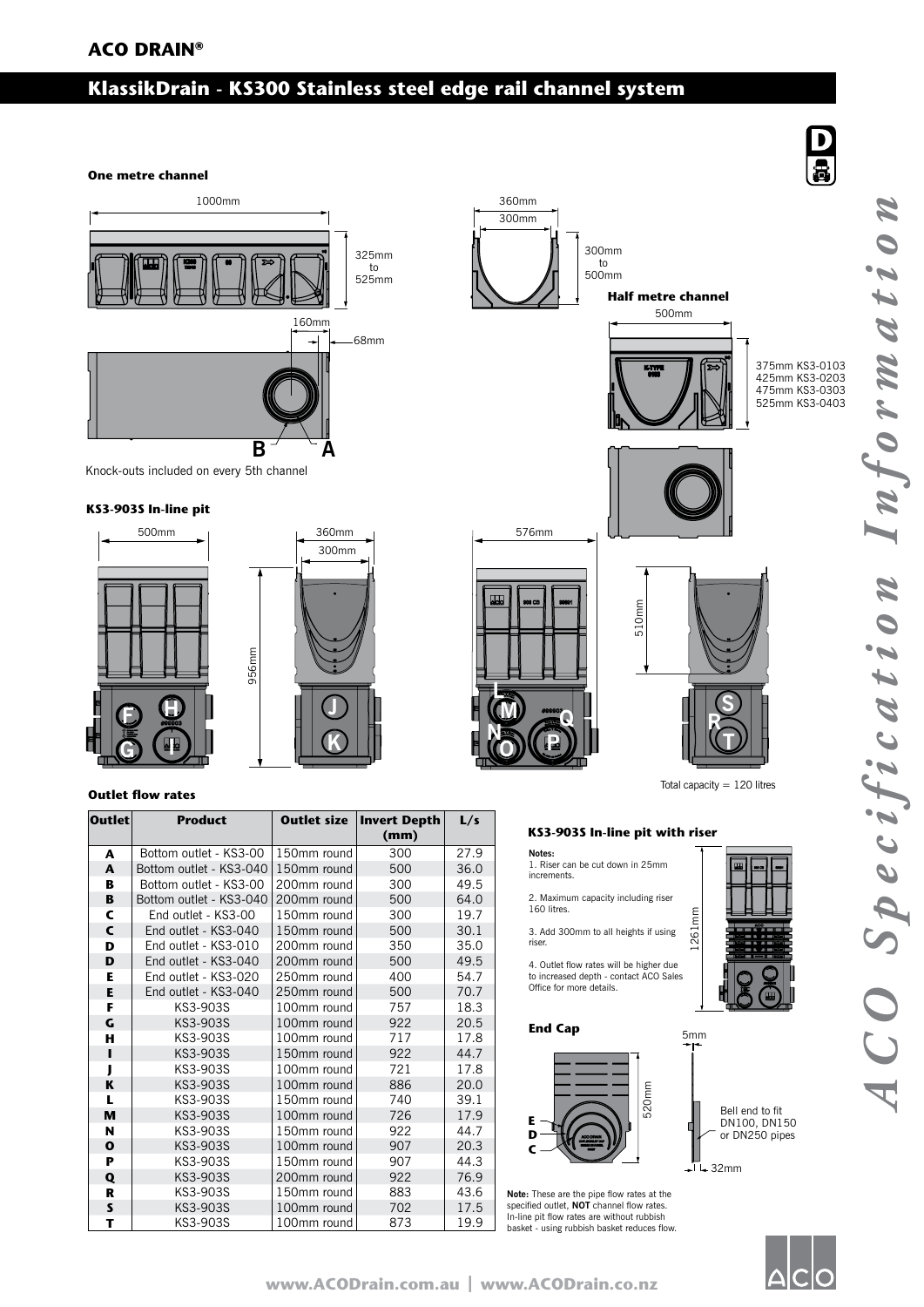## ACO DRAIN®

# KlassikDrain - KS300 Stainless steel edge rail channel system

### One metre channel

1000mm

325mm to 525mm

160mm

68mm

B A

Knock-outs included on every 5th channel

360mm

300mm

300mm to 500mm

### Half metre channel

500mm

375mm KS3-0103
425mm KS3-0203
475mm KS3-0303
525mm KS3-0403

### KS3-903S In-line pit

500mm

360mm

300mm

956mm

576mm

510mm

Total capacity = 120 litres

### Outlet flow rates

| Outlet | Product | Outlet size | Invert Depth (mm) | L/s |
|---|---|---|---|---|
| A | Bottom outlet - KS3-00 | 150mm round | 300 | 27.9 |
| A | Bottom outlet - KS3-040 | 150mm round | 500 | 36.0 |
| B | Bottom outlet - KS3-00 | 200mm round | 300 | 49.5 |
| B | Bottom outlet - KS3-040 | 200mm round | 500 | 64.0 |
| C | End outlet - KS3-00 | 150mm round | 300 | 19.7 |
| C | End outlet - KS3-040 | 150mm round | 500 | 30.1 |
| D | End outlet - KS3-010 | 200mm round | 350 | 35.0 |
| D | End outlet - KS3-040 | 200mm round | 500 | 49.5 |
| E | End outlet - KS3-020 | 250mm round | 400 | 54.7 |
| E | End outlet - KS3-040 | 250mm round | 500 | 70.7 |
| F | KS3-903S | 100mm round | 757 | 18.3 |
| G | KS3-903S | 100mm round | 922 | 20.5 |
| H | KS3-903S | 100mm round | 717 | 17.8 |
| I | KS3-903S | 150mm round | 922 | 44.7 |
| J | KS3-903S | 100mm round | 721 | 17.8 |
| K | KS3-903S | 100mm round | 886 | 20.0 |
| L | KS3-903S | 150mm round | 740 | 39.1 |
| M | KS3-903S | 100mm round | 726 | 17.9 |
| N | KS3-903S | 150mm round | 922 | 44.7 |
| O | KS3-903S | 100mm round | 907 | 20.3 |
| P | KS3-903S | 150mm round | 907 | 44.3 |
| Q | KS3-903S | 200mm round | 922 | 76.9 |
| R | KS3-903S | 150mm round | 883 | 43.6 |
| S | KS3-903S | 100mm round | 702 | 17.5 |
| T | KS3-903S | 100mm round | 873 | 19.9 |

### KS3-903S In-line pit with riser

**Notes:**

1. Riser can be cut down in 25mm increments.
2. Maximum capacity including riser 160 litres.
3. Add 300mm to all heights if using riser.
4. Outlet flow rates will be higher due to increased depth - contact ACO Sales Office for more details.

1261mm

### End Cap

520mm

5mm

Bell end to fit DN100, DN150 or DN250 pipes

32mm

**Note:** These are the pipe flow rates at the specified outlet, **NOT** channel flow rates. In-line pit flow rates are without rubbish basket - using rubbish basket reduces flow.

*ACO Specification Information*

www.ACODrain.com.au | www.ACODrain.co.nz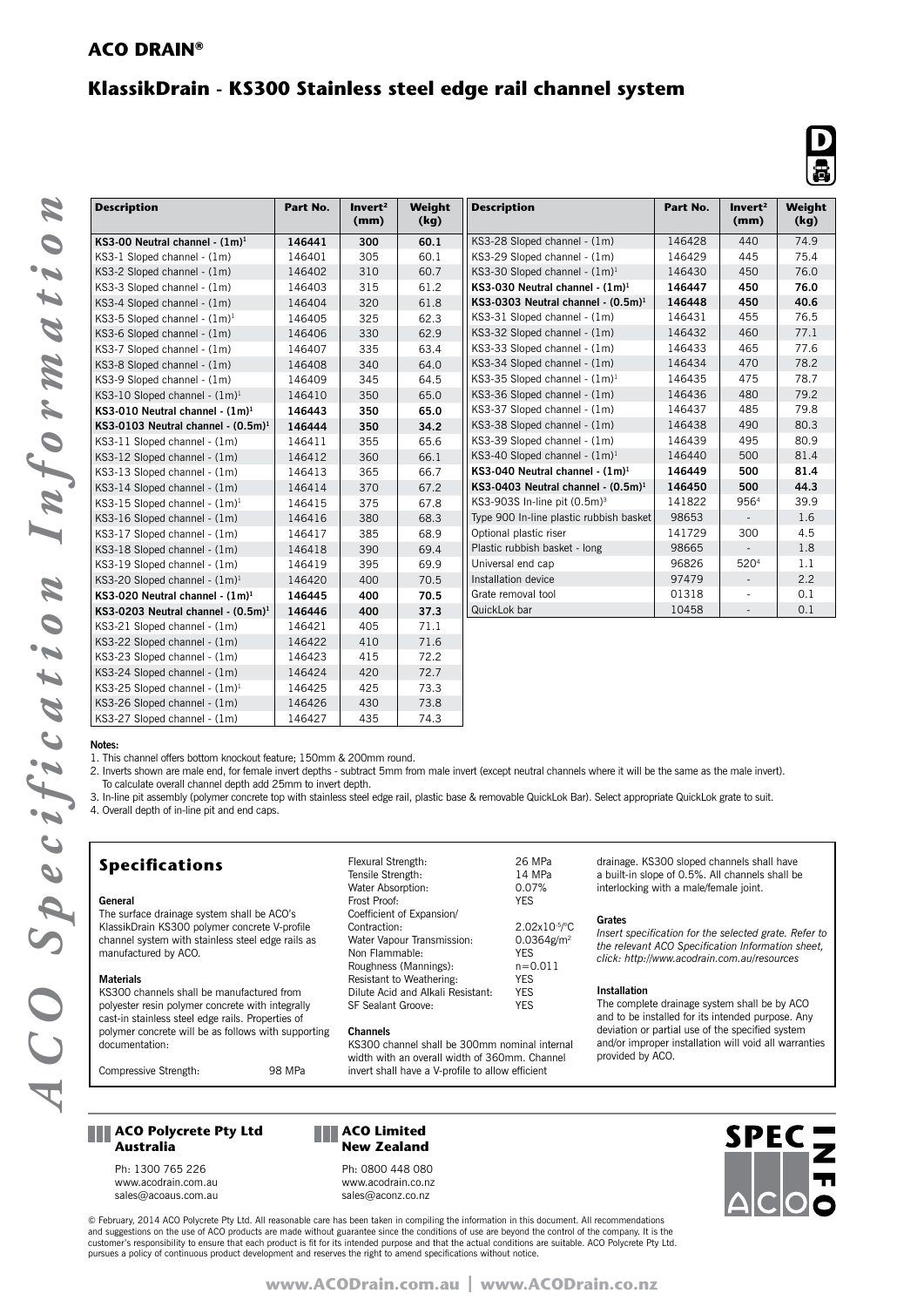**ACO DRAIN®**

## KlassikDrain - KS300 Stainless steel edge rail channel system

| Description | Part No. | Invert[2] (mm) | Weight (kg) |
|---|---|---|---|
| **KS3-00 Neutral channel - (1m)[1]** | **146441** | **300** | **60.1** |
| KS3-1 Sloped channel - (1m) | 146401 | 305 | 60.1 |
| KS3-2 Sloped channel - (1m) | 146402 | 310 | 60.7 |
| KS3-3 Sloped channel - (1m) | 146403 | 315 | 61.2 |
| KS3-4 Sloped channel - (1m) | 146404 | 320 | 61.8 |
| KS3-5 Sloped channel - (1m)[1] | 146405 | 325 | 62.3 |
| KS3-6 Sloped channel - (1m) | 146406 | 330 | 62.9 |
| KS3-7 Sloped channel - (1m) | 146407 | 335 | 63.4 |
| KS3-8 Sloped channel - (1m) | 146408 | 340 | 64.0 |
| KS3-9 Sloped channel - (1m) | 146409 | 345 | 64.5 |
| KS3-10 Sloped channel - (1m)[1] | 146410 | 350 | 65.0 |
| **KS3-010 Neutral channel - (1m)[1]** | **146443** | **350** | **65.0** |
| **KS3-0103 Neutral channel - (0.5m)[1]** | **146444** | **350** | **34.2** |
| KS3-11 Sloped channel - (1m) | 146411 | 355 | 65.6 |
| KS3-12 Sloped channel - (1m) | 146412 | 360 | 66.1 |
| KS3-13 Sloped channel - (1m) | 146413 | 365 | 66.7 |
| KS3-14 Sloped channel - (1m) | 146414 | 370 | 67.2 |
| KS3-15 Sloped channel - (1m)[1] | 146415 | 375 | 67.8 |
| KS3-16 Sloped channel - (1m) | 146416 | 380 | 68.3 |
| KS3-17 Sloped channel - (1m) | 146417 | 385 | 68.9 |
| KS3-18 Sloped channel - (1m) | 146418 | 390 | 69.4 |
| KS3-19 Sloped channel - (1m) | 146419 | 395 | 69.9 |
| KS3-20 Sloped channel - (1m)[1] | 146420 | 400 | 70.5 |
| **KS3-020 Neutral channel - (1m)[1]** | **146445** | **400** | **70.5** |
| **KS3-0203 Neutral channel - (0.5m)[1]** | **146446** | **400** | **37.3** |
| KS3-21 Sloped channel - (1m) | 146421 | 405 | 71.1 |
| KS3-22 Sloped channel - (1m) | 146422 | 410 | 71.6 |
| KS3-23 Sloped channel - (1m) | 146423 | 415 | 72.2 |
| KS3-24 Sloped channel - (1m) | 146424 | 420 | 72.7 |
| KS3-25 Sloped channel - (1m)[1] | 146425 | 425 | 73.3 |
| KS3-26 Sloped channel - (1m) | 146426 | 430 | 73.8 |
| KS3-27 Sloped channel - (1m) | 146427 | 435 | 74.3 |
| KS3-28 Sloped channel - (1m) | 146428 | 440 | 74.9 |
| KS3-29 Sloped channel - (1m) | 146429 | 445 | 75.4 |
| KS3-30 Sloped channel - (1m)[1] | 146430 | 450 | 76.0 |
| **KS3-030 Neutral channel - (1m)[1]** | **146447** | **450** | **76.0** |
| **KS3-0303 Neutral channel - (0.5m)[1]** | **146448** | **450** | **40.6** |
| KS3-31 Sloped channel - (1m) | 146431 | 455 | 76.5 |
| KS3-32 Sloped channel - (1m) | 146432 | 460 | 77.1 |
| KS3-33 Sloped channel - (1m) | 146433 | 465 | 77.6 |
| KS3-34 Sloped channel - (1m) | 146434 | 470 | 78.2 |
| KS3-35 Sloped channel - (1m)[1] | 146435 | 475 | 78.7 |
| KS3-36 Sloped channel - (1m) | 146436 | 480 | 79.2 |
| KS3-37 Sloped channel - (1m) | 146437 | 485 | 79.8 |
| KS3-38 Sloped channel - (1m) | 146438 | 490 | 80.3 |
| KS3-39 Sloped channel - (1m) | 146439 | 495 | 80.9 |
| KS3-40 Sloped channel - (1m)[1] | 146440 | 500 | 81.4 |
| **KS3-040 Neutral channel - (1m)[1]** | **146449** | **500** | **81.4** |
| **KS3-0403 Neutral channel - (0.5m)[1]** | **146450** | **500** | **44.3** |
| KS3-903S In-line pit (0.5m)[3] | 141822 | 956[4] | 39.9 |
| Type 900 In-line plastic rubbish basket | 98653 | - | 1.6 |
| Optional plastic riser | 141729 | 300 | 4.5 |
| Plastic rubbish basket - long | 98665 | - | 1.8 |
| Universal end cap | 96826 | 520[4] | 1.1 |
| Installation device | 97479 | - | 2.2 |
| Grate removal tool | 01318 | - | 0.1 |
| QuickLok bar | 10458 | - | 0.1 |

**Notes:**

1. This channel offers bottom knockout feature; 150mm & 200mm round.
2. Inverts shown are male end, for female invert depths - subtract 5mm from male invert (except neutral channels where it will be the same as the male invert). To calculate overall channel depth add 25mm to invert depth.
3. In-line pit assembly (polymer concrete top with stainless steel edge rail, plastic base & removable QuickLok Bar). Select appropriate QuickLok grate to suit.
4. Overall depth of in-line pit and end caps.

## Specifications

**General**

The surface drainage system shall be ACO's KlassikDrain KS300 polymer concrete V-profile channel system with stainless steel edge rails as manufactured by ACO.

**Materials**

KS300 channels shall be manufactured from polyester resin polymer concrete with integrally cast-in stainless steel edge rails. Properties of polymer concrete will be as follows with supporting documentation:

| | |
|---|---|
| Compressive Strength: | 98 MPa |
| Flexural Strength: | 26 MPa |
| Tensile Strength: | 14 MPa |
| Water Absorption: | 0.07% |
| Frost Proof: | YES |
| Coefficient of Expansion/ Contraction: | $2.02x10^{-5}$/°C |
| Water Vapour Transmission: | $0.0364g/m^2$ |
| Non Flammable: | YES |
| Roughness (Mannings): | n=0.011 |
| Resistant to Weathering: | YES |
| Dilute Acid and Alkali Resistant: | YES |
| SF Sealant Groove: | YES |

**Channels**

KS300 channel shall be 300mm nominal internal width with an overall width of 360mm. Channel invert shall have a V-profile to allow efficient drainage. KS300 sloped channels shall have a built-in slope of 0.5%. All channels shall be interlocking with a male/female joint.

**Grates**

*Insert specification for the selected grate. Refer to the relevant ACO Specification Information sheet, click: http://www.acodrain.com.au/resources*

**Installation**

The complete drainage system shall be by ACO and to be installed for its intended purpose. Any deviation or partial use of the specified system and/or improper installation will void all warranties provided by ACO.

**ACO Polycrete Pty Ltd Australia**

Ph: 1300 765 226
www.acodrain.com.au
sales@acoaus.com.au

**ACO Limited New Zealand**

Ph: 0800 448 080
www.acodrain.co.nz
sales@aconz.co.nz

© February, 2014 ACO Polycrete Pty Ltd. All reasonable care has been taken in compiling the information in this document. All recommendations and suggestions on the use of ACO products are made without guarantee since the conditions of use are beyond the control of the company. It is the customer's responsibility to ensure that each product is fit for its intended purpose and that the actual conditions are suitable. ACO Polycrete Pty Ltd. pursues a policy of continuous product development and reserves the right to amend specifications without notice.